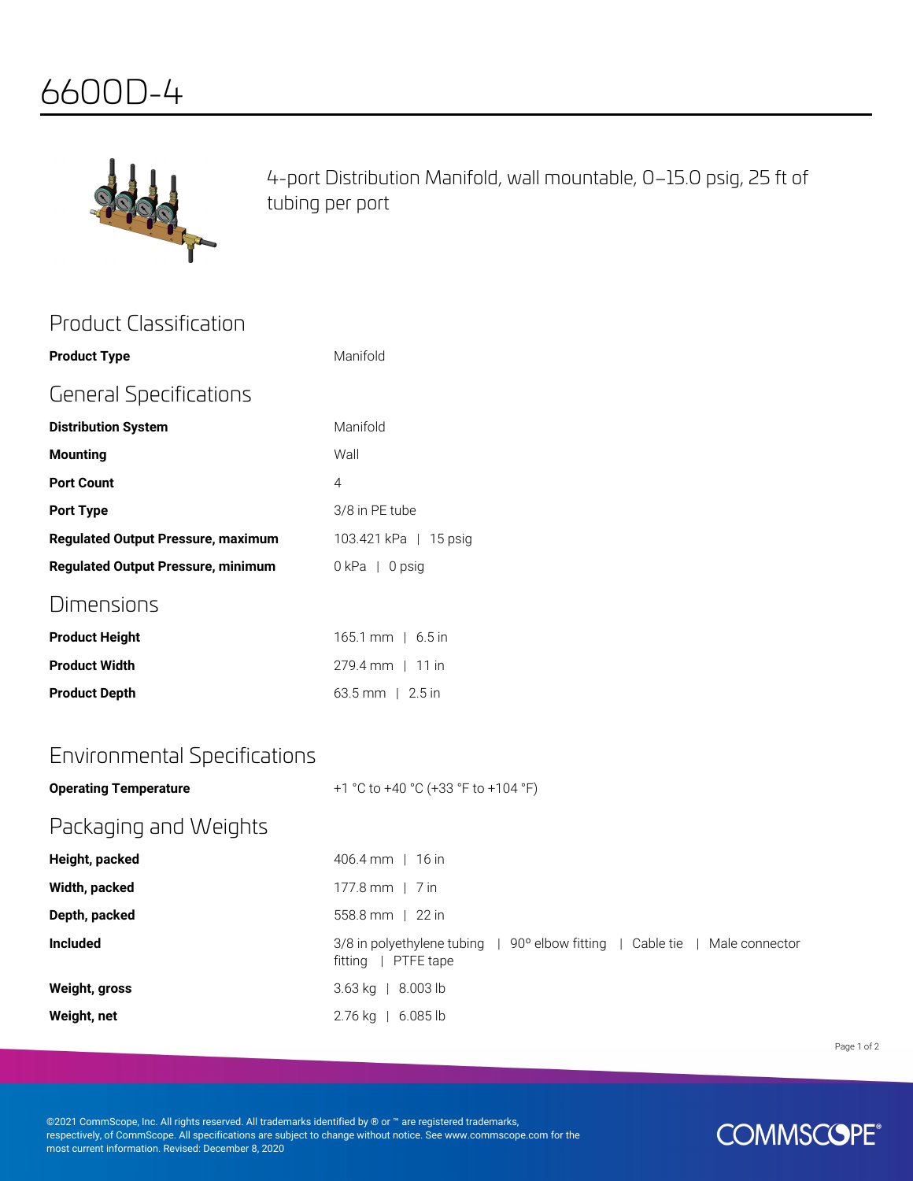# 6600D-4

4-port Distribution Manifold, wall mountable, 0–15.0 psig, 25 ft of tubing per port

## Product Classification

| | |
|---|---|
| **Product Type** | Manifold |

## General Specifications

| | |
|---|---|
| **Distribution System** | Manifold |
| **Mounting** | Wall |
| **Port Count** | 4 |
| **Port Type** | 3/8 in PE tube |
| **Regulated Output Pressure, maximum** | 103.421 kPa \| 15 psig |
| **Regulated Output Pressure, minimum** | 0 kPa \| 0 psig |

## Dimensions

| | |
|---|---|
| **Product Height** | 165.1 mm \| 6.5 in |
| **Product Width** | 279.4 mm \| 11 in |
| **Product Depth** | 63.5 mm \| 2.5 in |

## Environmental Specifications

| | |
|---|---|
| **Operating Temperature** | +1 °C to +40 °C (+33 °F to +104 °F) |

## Packaging and Weights

| | |
|---|---|
| **Height, packed** | 406.4 mm \| 16 in |
| **Width, packed** | 177.8 mm \| 7 in |
| **Depth, packed** | 558.8 mm \| 22 in |
| **Included** | 3/8 in polyethylene tubing \| 90° elbow fitting \| Cable tie \| Male connector fitting \| PTFE tape |
| **Weight, gross** | 3.63 kg \| 8.003 lb |
| **Weight, net** | 2.76 kg \| 6.085 lb |

©2021 CommScope, Inc. All rights reserved. All trademarks identified by ® or ™ are registered trademarks, respectively, of CommScope. All specifications are subject to change without notice. See www.commscope.com for the most current information. Revised: December 8, 2020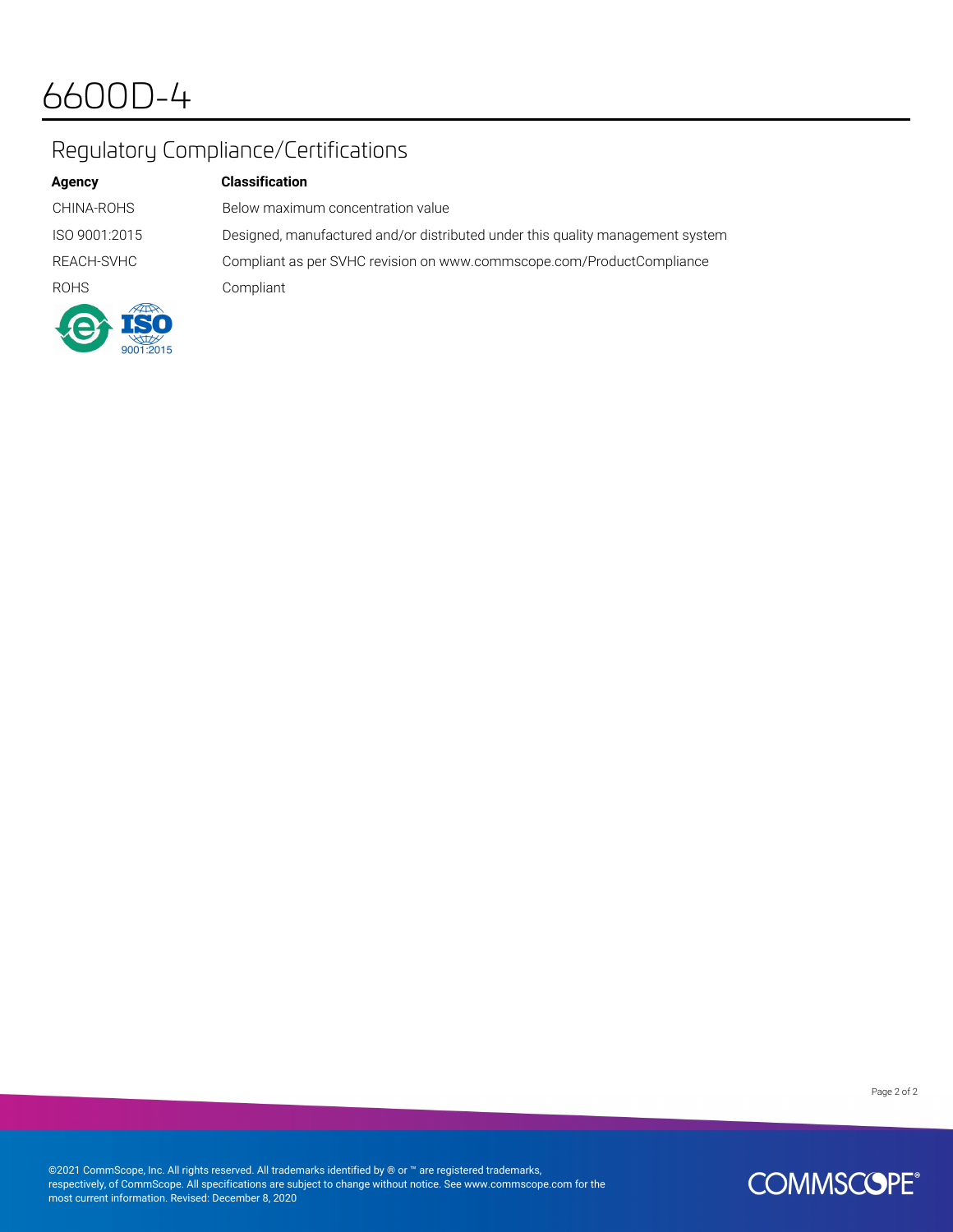# 6600D-4

## Regulatory Compliance/Certifications

| Agency | Classification |
| --- | --- |
| CHINA-ROHS | Below maximum concentration value |
| ISO 9001:2015 | Designed, manufactured and/or distributed under this quality management system |
| REACH-SVHC | Compliant as per SVHC revision on www.commscope.com/ProductCompliance |
| ROHS | Compliant |

©2021 CommScope, Inc. All rights reserved. All trademarks identified by ® or ™ are registered trademarks, respectively, of CommScope. All specifications are subject to change without notice. See www.commscope.com for the most current information. Revised: December 8, 2020